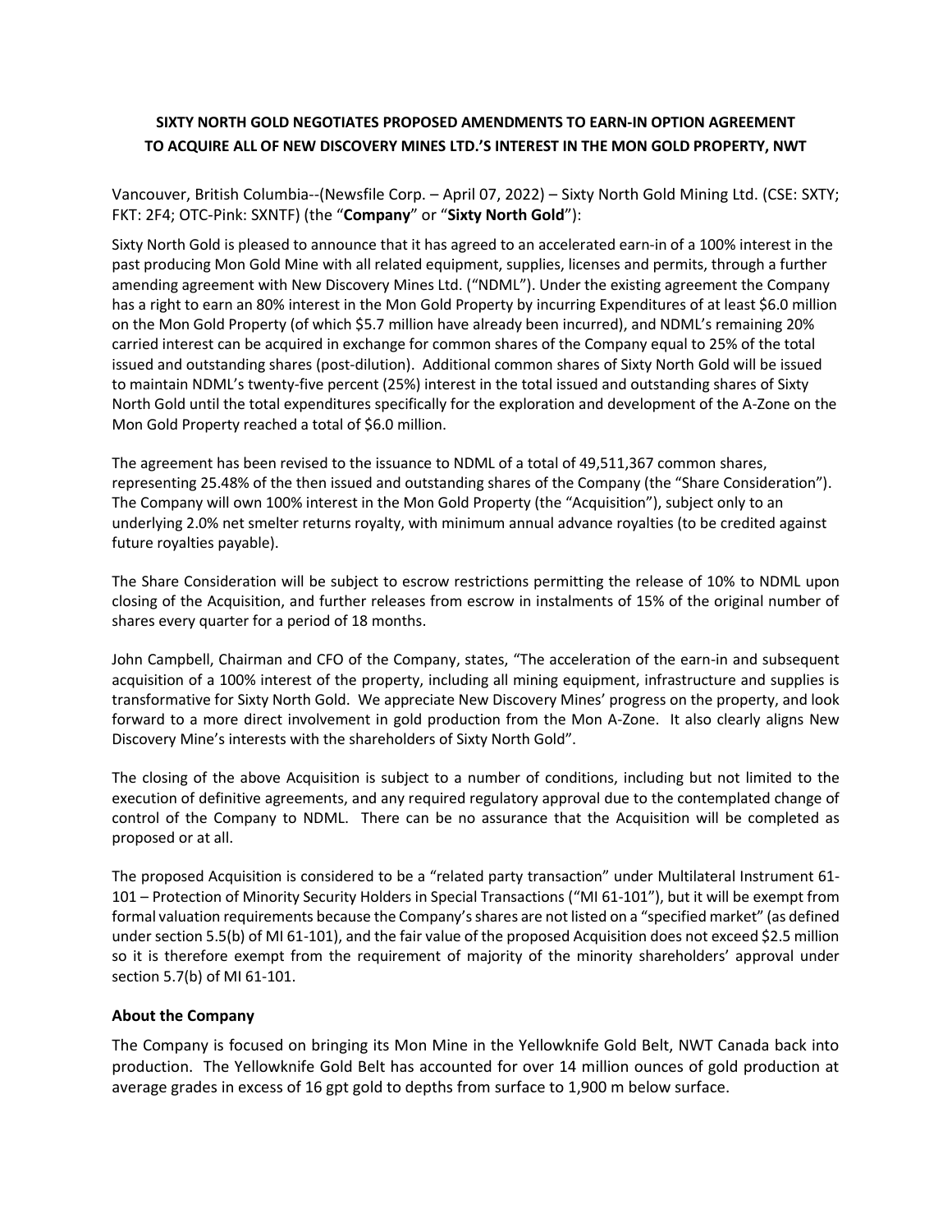**SIXTY NORTH GOLD NEGOTIATES PROPOSED AMENDMENTS TO EARN-IN OPTION AGREEMENT TO ACQUIRE ALL OF NEW DISCOVERY MINES LTD.'S INTEREST IN THE MON GOLD PROPERTY, NWT**

Vancouver, British Columbia--(Newsfile Corp. – April 07, 2022) – Sixty North Gold Mining Ltd. (CSE: SXTY; FKT: 2F4; OTC-Pink: SXNTF) (the "**Company**" or "**Sixty North Gold**"):

Sixty North Gold is pleased to announce that it has agreed to an accelerated earn-in of a 100% interest in the past producing Mon Gold Mine with all related equipment, supplies, licenses and permits, through a further amending agreement with New Discovery Mines Ltd. ("NDML"). Under the existing agreement the Company has a right to earn an 80% interest in the Mon Gold Property by incurring Expenditures of at least $6.0 million on the Mon Gold Property (of which $5.7 million have already been incurred), and NDML's remaining 20% carried interest can be acquired in exchange for common shares of the Company equal to 25% of the total issued and outstanding shares (post-dilution). Additional common shares of Sixty North Gold will be issued to maintain NDML's twenty-five percent (25%) interest in the total issued and outstanding shares of Sixty North Gold until the total expenditures specifically for the exploration and development of the A-Zone on the Mon Gold Property reached a total of $6.0 million.

The agreement has been revised to the issuance to NDML of a total of 49,511,367 common shares, representing 25.48% of the then issued and outstanding shares of the Company (the "Share Consideration"). The Company will own 100% interest in the Mon Gold Property (the "Acquisition"), subject only to an underlying 2.0% net smelter returns royalty, with minimum annual advance royalties (to be credited against future royalties payable).

The Share Consideration will be subject to escrow restrictions permitting the release of 10% to NDML upon closing of the Acquisition, and further releases from escrow in instalments of 15% of the original number of shares every quarter for a period of 18 months.

John Campbell, Chairman and CFO of the Company, states, "The acceleration of the earn-in and subsequent acquisition of a 100% interest of the property, including all mining equipment, infrastructure and supplies is transformative for Sixty North Gold. We appreciate New Discovery Mines' progress on the property, and look forward to a more direct involvement in gold production from the Mon A-Zone. It also clearly aligns New Discovery Mine's interests with the shareholders of Sixty North Gold".

The closing of the above Acquisition is subject to a number of conditions, including but not limited to the execution of definitive agreements, and any required regulatory approval due to the contemplated change of control of the Company to NDML. There can be no assurance that the Acquisition will be completed as proposed or at all.

The proposed Acquisition is considered to be a "related party transaction" under Multilateral Instrument 61-101 – Protection of Minority Security Holders in Special Transactions ("MI 61-101"), but it will be exempt from formal valuation requirements because the Company's shares are not listed on a "specified market" (as defined under section 5.5(b) of MI 61-101), and the fair value of the proposed Acquisition does not exceed $2.5 million so it is therefore exempt from the requirement of majority of the minority shareholders' approval under section 5.7(b) of MI 61-101.

## About the Company

The Company is focused on bringing its Mon Mine in the Yellowknife Gold Belt, NWT Canada back into production. The Yellowknife Gold Belt has accounted for over 14 million ounces of gold production at average grades in excess of 16 gpt gold to depths from surface to 1,900 m below surface.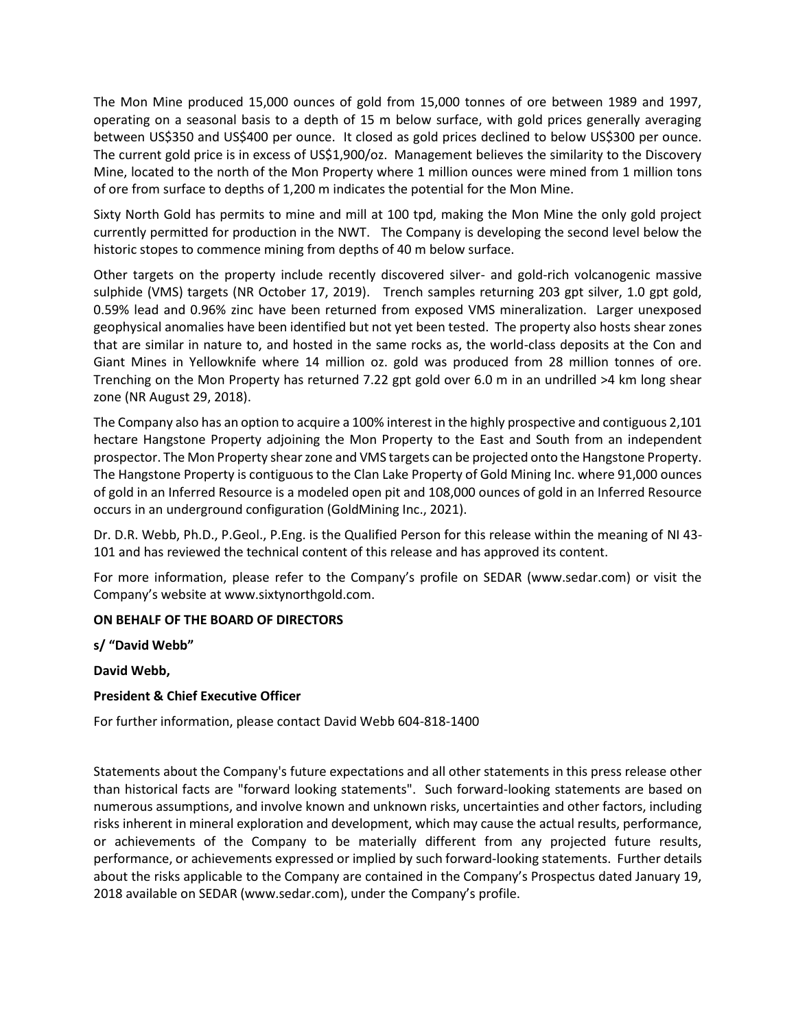The Mon Mine produced 15,000 ounces of gold from 15,000 tonnes of ore between 1989 and 1997, operating on a seasonal basis to a depth of 15 m below surface, with gold prices generally averaging between US$350 and US$400 per ounce. It closed as gold prices declined to below US$300 per ounce. The current gold price is in excess of US$1,900/oz. Management believes the similarity to the Discovery Mine, located to the north of the Mon Property where 1 million ounces were mined from 1 million tons of ore from surface to depths of 1,200 m indicates the potential for the Mon Mine.

Sixty North Gold has permits to mine and mill at 100 tpd, making the Mon Mine the only gold project currently permitted for production in the NWT. The Company is developing the second level below the historic stopes to commence mining from depths of 40 m below surface.

Other targets on the property include recently discovered silver- and gold-rich volcanogenic massive sulphide (VMS) targets (NR October 17, 2019). Trench samples returning 203 gpt silver, 1.0 gpt gold, 0.59% lead and 0.96% zinc have been returned from exposed VMS mineralization. Larger unexposed geophysical anomalies have been identified but not yet been tested. The property also hosts shear zones that are similar in nature to, and hosted in the same rocks as, the world-class deposits at the Con and Giant Mines in Yellowknife where 14 million oz. gold was produced from 28 million tonnes of ore. Trenching on the Mon Property has returned 7.22 gpt gold over 6.0 m in an undrilled >4 km long shear zone (NR August 29, 2018).

The Company also has an option to acquire a 100% interest in the highly prospective and contiguous 2,101 hectare Hangstone Property adjoining the Mon Property to the East and South from an independent prospector. The Mon Property shear zone and VMS targets can be projected onto the Hangstone Property. The Hangstone Property is contiguous to the Clan Lake Property of Gold Mining Inc. where 91,000 ounces of gold in an Inferred Resource is a modeled open pit and 108,000 ounces of gold in an Inferred Resource occurs in an underground configuration (GoldMining Inc., 2021).

Dr. D.R. Webb, Ph.D., P.Geol., P.Eng. is the Qualified Person for this release within the meaning of NI 43-101 and has reviewed the technical content of this release and has approved its content.

For more information, please refer to the Company's profile on SEDAR (www.sedar.com) or visit the Company's website at www.sixtynorthgold.com.

**ON BEHALF OF THE BOARD OF DIRECTORS**

**s/ "David Webb"**

**David Webb,**

**President & Chief Executive Officer**

For further information, please contact David Webb 604-818-1400

Statements about the Company's future expectations and all other statements in this press release other than historical facts are "forward looking statements". Such forward-looking statements are based on numerous assumptions, and involve known and unknown risks, uncertainties and other factors, including risks inherent in mineral exploration and development, which may cause the actual results, performance, or achievements of the Company to be materially different from any projected future results, performance, or achievements expressed or implied by such forward-looking statements. Further details about the risks applicable to the Company are contained in the Company's Prospectus dated January 19, 2018 available on SEDAR (www.sedar.com), under the Company's profile.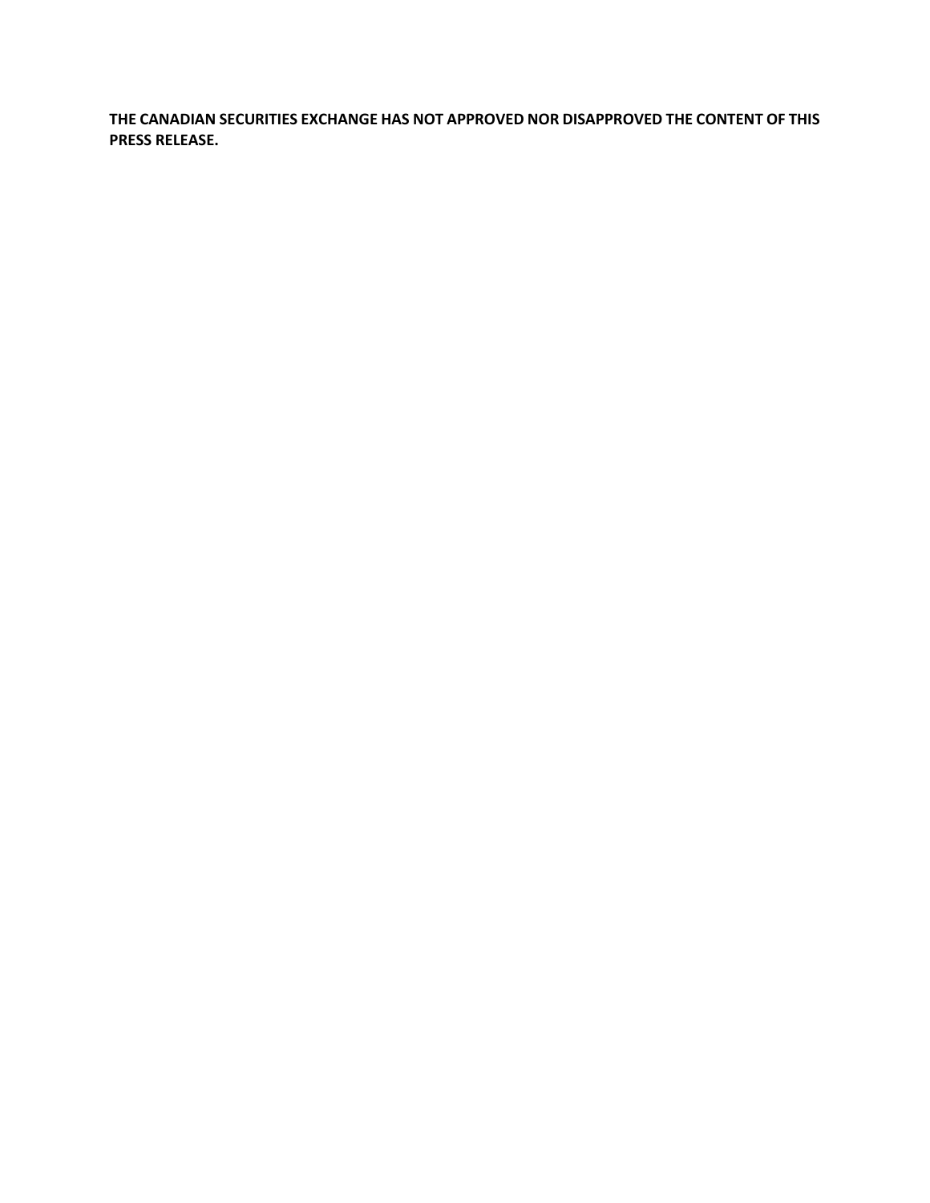**THE CANADIAN SECURITIES EXCHANGE HAS NOT APPROVED NOR DISAPPROVED THE CONTENT OF THIS PRESS RELEASE.**